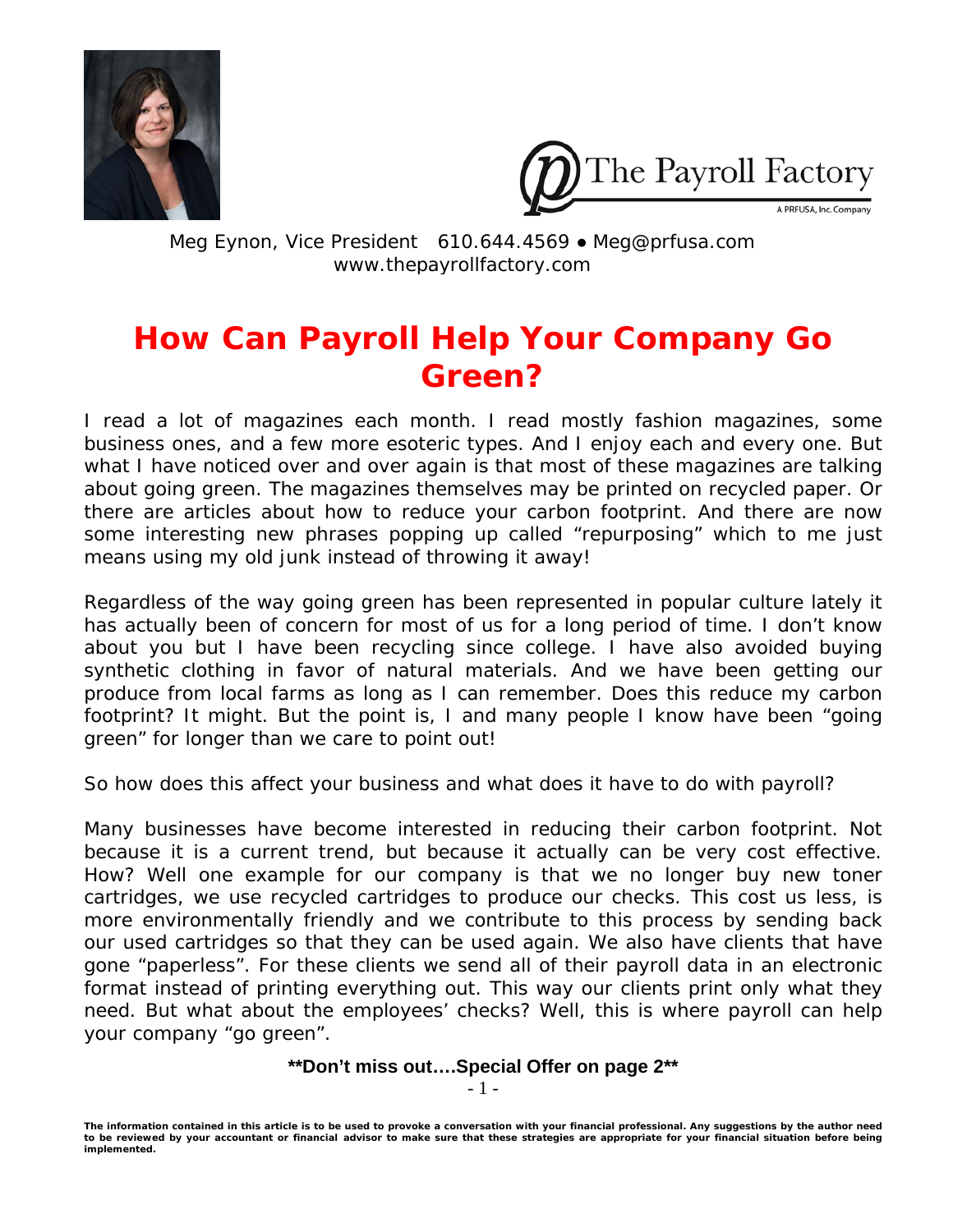The Payroll Factory

A PRFUSA, Inc. Company

Meg Eynon, Vice President 610.644.4569 ● Meg@prfusa.com
www.thepayrollfactory.com

# How Can Payroll Help Your Company Go Green?

I read a lot of magazines each month. I read mostly fashion magazines, some business ones, and a few more esoteric types. And I enjoy each and every one. But what I have noticed over and over again is that most of these magazines are talking about going green. The magazines themselves may be printed on recycled paper. Or there are articles about how to reduce your carbon footprint. And there are now some interesting new phrases popping up called "repurposing" which to me just means using my old junk instead of throwing it away!

Regardless of the way going green has been represented in popular culture lately it has actually been of concern for most of us for a long period of time. I don't know about you but I have been recycling since college. I have also avoided buying synthetic clothing in favor of natural materials. And we have been getting our produce from local farms as long as I can remember. Does this reduce my carbon footprint? It might. But the point is, I and many people I know have been "going green" for longer than we care to point out!

So how does this affect your business and what does it have to do with payroll?

Many businesses have become interested in reducing their carbon footprint. Not because it is a current trend, but because it actually can be very cost effective. How? Well one example for our company is that we no longer buy new toner cartridges, we use recycled cartridges to produce our checks. This cost us less, is more environmentally friendly and we contribute to this process by sending back our used cartridges so that they can be used again. We also have clients that have gone "paperless". For these clients we send all of their payroll data in an electronic format instead of printing everything out. This way our clients print only what they need. But what about the employees' checks? Well, this is where payroll can help your company "go green".

**\*\*Don't miss out….Special Offer on page 2\*\***

**The information contained in this article is to be used to provoke a conversation with your financial professional. Any suggestions by the author need to be reviewed by your accountant or financial advisor to make sure that these strategies are appropriate for your financial situation before being implemented.**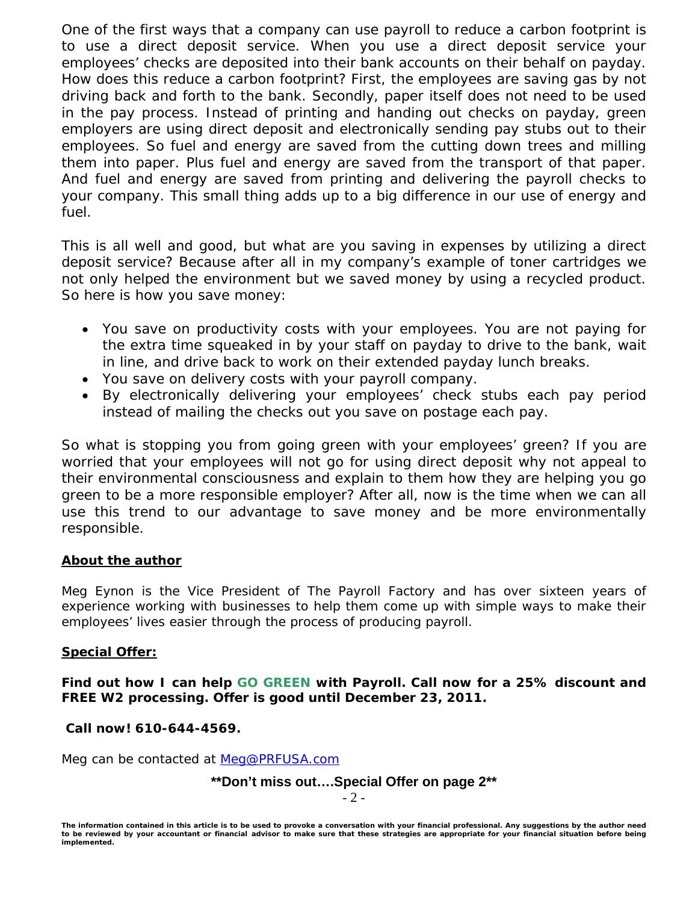One of the first ways that a company can use payroll to reduce a carbon footprint is to use a direct deposit service. When you use a direct deposit service your employees' checks are deposited into their bank accounts on their behalf on payday. How does this reduce a carbon footprint? First, the employees are saving gas by not driving back and forth to the bank. Secondly, paper itself does not need to be used in the pay process. Instead of printing and handing out checks on payday, green employers are using direct deposit and electronically sending pay stubs out to their employees. So fuel and energy are saved from the cutting down trees and milling them into paper. Plus fuel and energy are saved from the transport of that paper. And fuel and energy are saved from printing and delivering the payroll checks to your company. This small thing adds up to a big difference in our use of energy and fuel.

This is all well and good, but what are you saving in expenses by utilizing a direct deposit service? Because after all in my company's example of toner cartridges we not only helped the environment but we saved money by using a recycled product. So here is how you save money:

- You save on productivity costs with your employees. You are not paying for the extra time squeaked in by your staff on payday to drive to the bank, wait in line, and drive back to work on their extended payday lunch breaks.
- You save on delivery costs with your payroll company.
- By electronically delivering your employees' check stubs each pay period instead of mailing the checks out you save on postage each pay.

So what is stopping you from going green with your employees' green? If you are worried that your employees will not go for using direct deposit why not appeal to their environmental consciousness and explain to them how they are helping you go green to be a more responsible employer? After all, now is the time when we can all use this trend to our advantage to save money and be more environmentally responsible.

**About the author**

Meg Eynon is the Vice President of The Payroll Factory and has over sixteen years of experience working with businesses to help them come up with simple ways to make their employees' lives easier through the process of producing payroll.

**Special Offer:**

**Find out how I can help GO GREEN with Payroll. Call now for a 25% discount and FREE W2 processing. Offer is good until December 23, 2011.**

**Call now! 610-644-4569.**

Meg can be contacted at Meg@PRFUSA.com

**\*\*Don't miss out….Special Offer on page 2\*\***

**The information contained in this article is to be used to provoke a conversation with your financial professional. Any suggestions by the author need to be reviewed by your accountant or financial advisor to make sure that these strategies are appropriate for your financial situation before being implemented.**